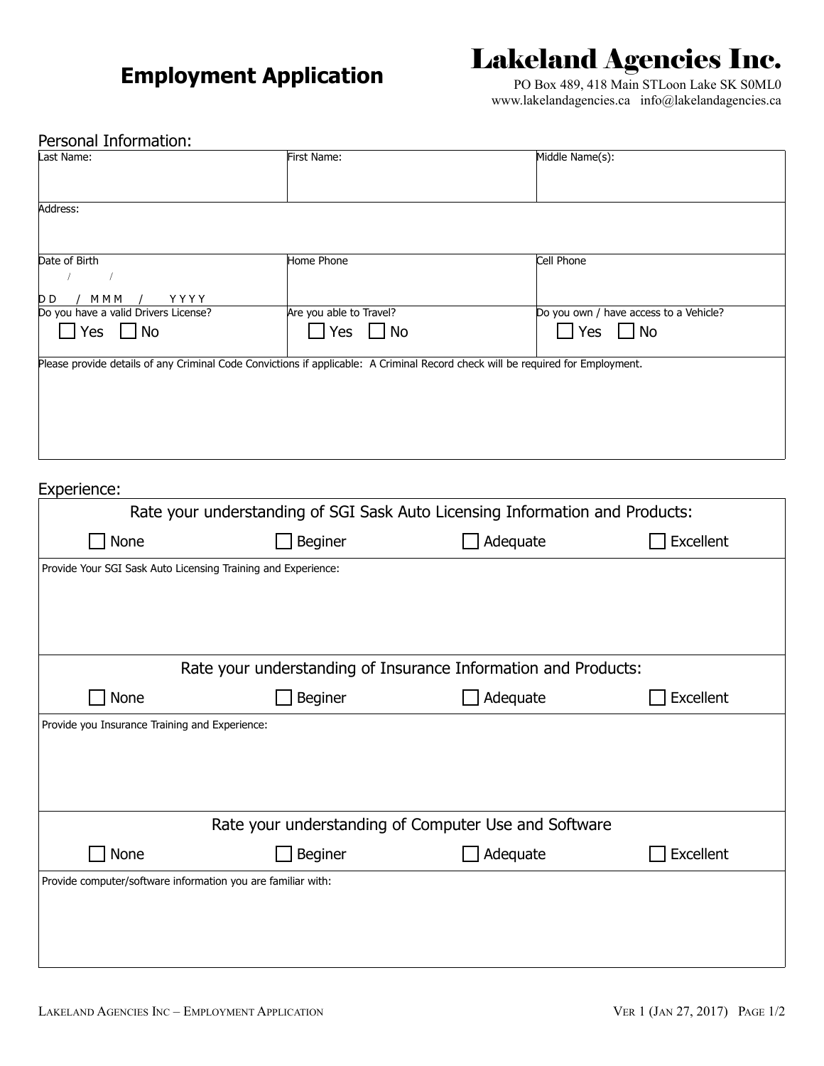# Employment Application

## Lakeland Agencies Inc.

PO Box 489, 418 Main STLoon Lake SK S0ML0
www.lakelandagencies.ca info@lakelandagencies.ca

### Personal Information:

| Last Name: | First Name: | Middle Name(s): |
|---|---|---|
| | | |
| Address: | | |
| Date of Birth<br>/ /<br>D D / M M M / Y Y Y Y | Home Phone | Cell Phone |
| Do you have a valid Drivers License?<br>☐ Yes ☐ No | Are you able to Travel?<br>☐ Yes ☐ No | Do you own / have access to a Vehicle?<br>☐ Yes ☐ No |
| Please provide details of any Criminal Code Convictions if applicable: A Criminal Record check will be required for Employment. | | |

### Experience:

**Rate your understanding of SGI Sask Auto Licensing Information and Products:**

☐ None ☐ Beginer ☐ Adequate ☐ Excellent

Provide Your SGI Sask Auto Licensing Training and Experience:

**Rate your understanding of Insurance Information and Products:**

☐ None ☐ Beginer ☐ Adequate ☐ Excellent

Provide you Insurance Training and Experience:

**Rate your understanding of Computer Use and Software**

☐ None ☐ Beginer ☐ Adequate ☐ Excellent

Provide computer/software information you are familiar with: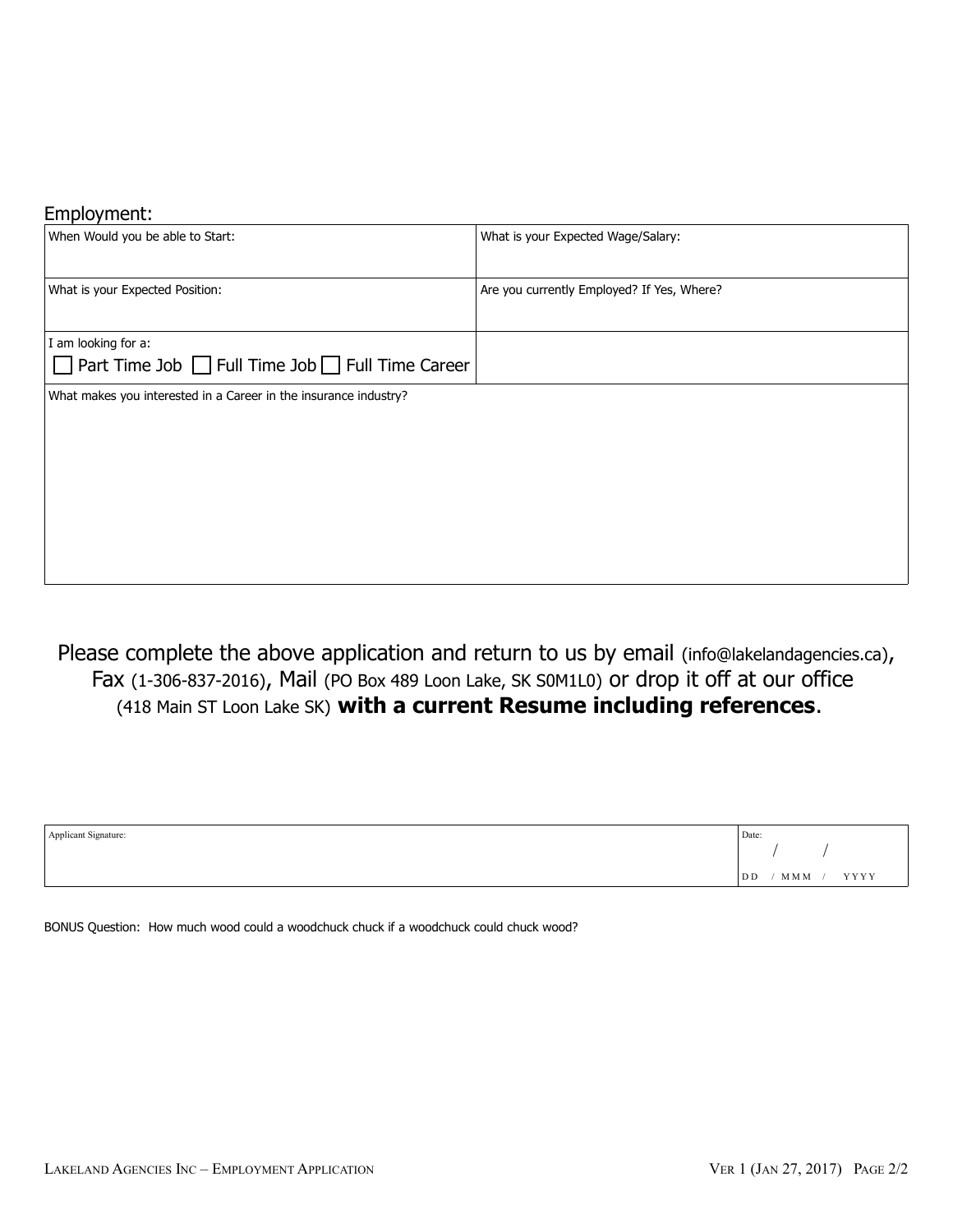Employment:

| | |
|---|---|
| When Would you be able to Start: | What is your Expected Wage/Salary: |
| What is your Expected Position: | Are you currently Employed? If Yes, Where? |
| I am looking for a: ☐ Part Time Job ☐ Full Time Job ☐ Full Time Career | |
| What makes you interested in a Career in the insurance industry? | |

Please complete the above application and return to us by email (info@lakelandagencies.ca), Fax (1-306-837-2016), Mail (PO Box 489 Loon Lake, SK S0M1L0) or drop it off at our office (418 Main ST Loon Lake SK) **with a current Resume including references**.

| | |
|---|---|
| Applicant Signature: | Date: / / DD / MMM / YYYY |

BONUS Question: How much wood could a woodchuck chuck if a woodchuck could chuck wood?